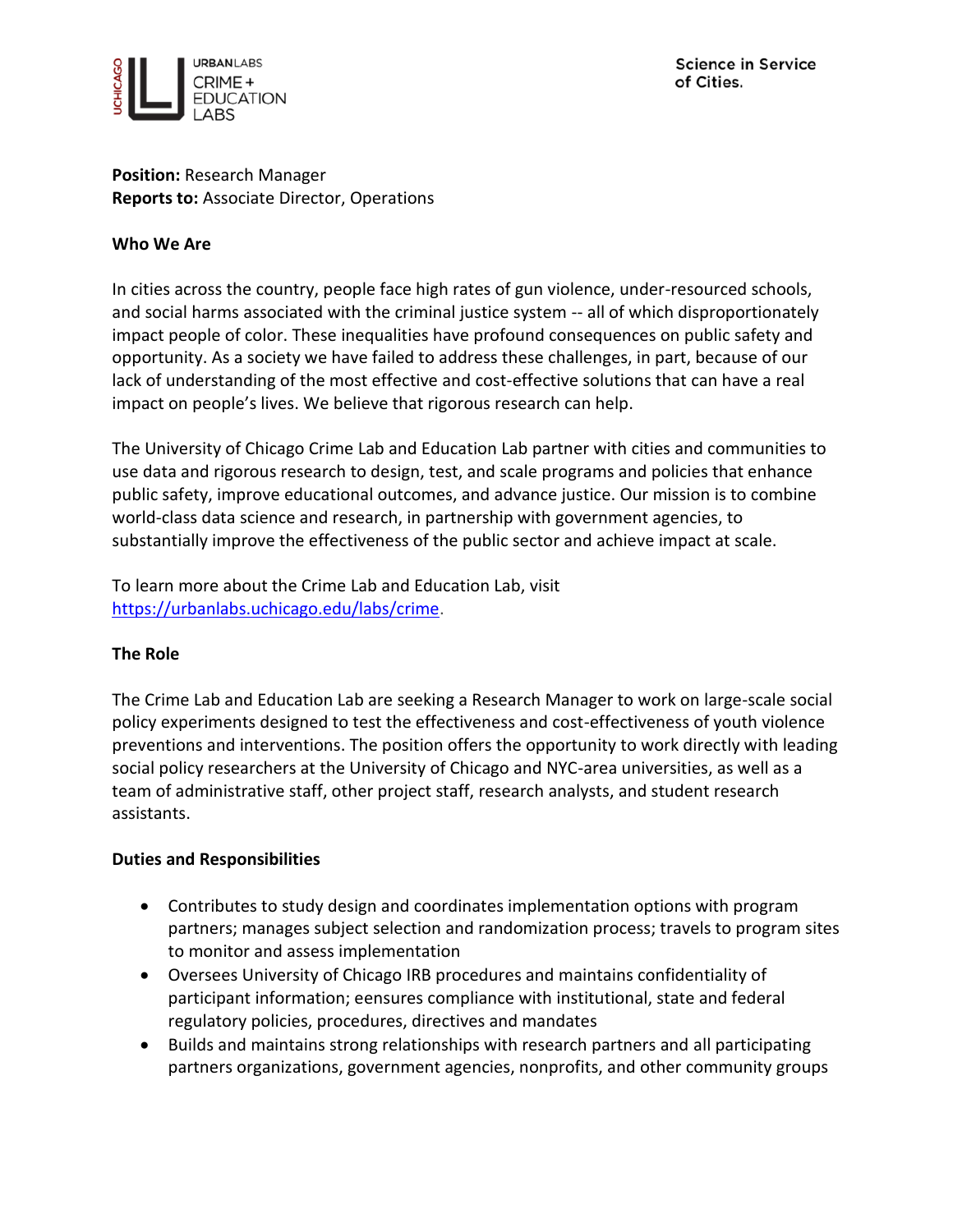URBANLABS
CRIME + EDUCATION LABS

Science in Service of Cities.

**Position:** Research Manager
**Reports to:** Associate Director, Operations

**Who We Are**

In cities across the country, people face high rates of gun violence, under-resourced schools, and social harms associated with the criminal justice system -- all of which disproportionately impact people of color. These inequalities have profound consequences on public safety and opportunity. As a society we have failed to address these challenges, in part, because of our lack of understanding of the most effective and cost-effective solutions that can have a real impact on people's lives. We believe that rigorous research can help.

The University of Chicago Crime Lab and Education Lab partner with cities and communities to use data and rigorous research to design, test, and scale programs and policies that enhance public safety, improve educational outcomes, and advance justice. Our mission is to combine world-class data science and research, in partnership with government agencies, to substantially improve the effectiveness of the public sector and achieve impact at scale.

To learn more about the Crime Lab and Education Lab, visit https://urbanlabs.uchicago.edu/labs/crime.

**The Role**

The Crime Lab and Education Lab are seeking a Research Manager to work on large-scale social policy experiments designed to test the effectiveness and cost-effectiveness of youth violence preventions and interventions. The position offers the opportunity to work directly with leading social policy researchers at the University of Chicago and NYC-area universities, as well as a team of administrative staff, other project staff, research analysts, and student research assistants.

**Duties and Responsibilities**

- Contributes to study design and coordinates implementation options with program partners; manages subject selection and randomization process; travels to program sites to monitor and assess implementation
- Oversees University of Chicago IRB procedures and maintains confidentiality of participant information; eensures compliance with institutional, state and federal regulatory policies, procedures, directives and mandates
- Builds and maintains strong relationships with research partners and all participating partners organizations, government agencies, nonprofits, and other community groups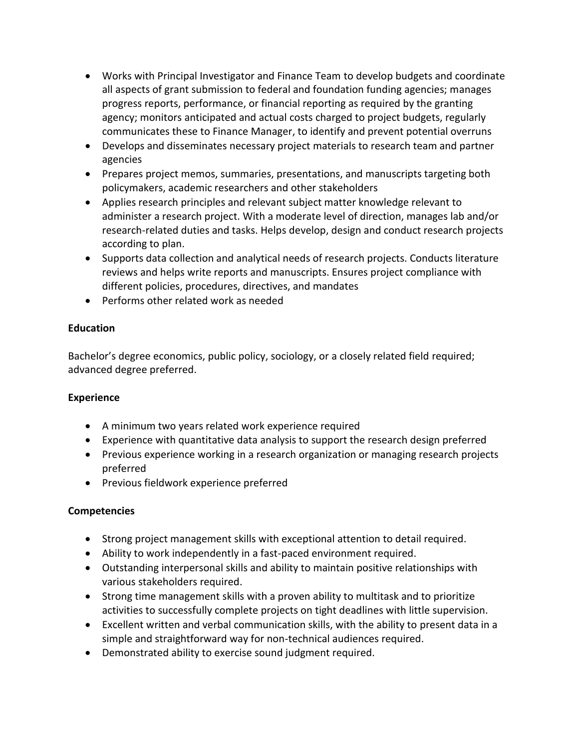- Works with Principal Investigator and Finance Team to develop budgets and coordinate all aspects of grant submission to federal and foundation funding agencies; manages progress reports, performance, or financial reporting as required by the granting agency; monitors anticipated and actual costs charged to project budgets, regularly communicates these to Finance Manager, to identify and prevent potential overruns
- Develops and disseminates necessary project materials to research team and partner agencies
- Prepares project memos, summaries, presentations, and manuscripts targeting both policymakers, academic researchers and other stakeholders
- Applies research principles and relevant subject matter knowledge relevant to administer a research project. With a moderate level of direction, manages lab and/or research-related duties and tasks. Helps develop, design and conduct research projects according to plan.
- Supports data collection and analytical needs of research projects. Conducts literature reviews and helps write reports and manuscripts. Ensures project compliance with different policies, procedures, directives, and mandates
- Performs other related work as needed

**Education**

Bachelor's degree economics, public policy, sociology, or a closely related field required; advanced degree preferred.

**Experience**

- A minimum two years related work experience required
- Experience with quantitative data analysis to support the research design preferred
- Previous experience working in a research organization or managing research projects preferred
- Previous fieldwork experience preferred

**Competencies**

- Strong project management skills with exceptional attention to detail required.
- Ability to work independently in a fast-paced environment required.
- Outstanding interpersonal skills and ability to maintain positive relationships with various stakeholders required.
- Strong time management skills with a proven ability to multitask and to prioritize activities to successfully complete projects on tight deadlines with little supervision.
- Excellent written and verbal communication skills, with the ability to present data in a simple and straightforward way for non-technical audiences required.
- Demonstrated ability to exercise sound judgment required.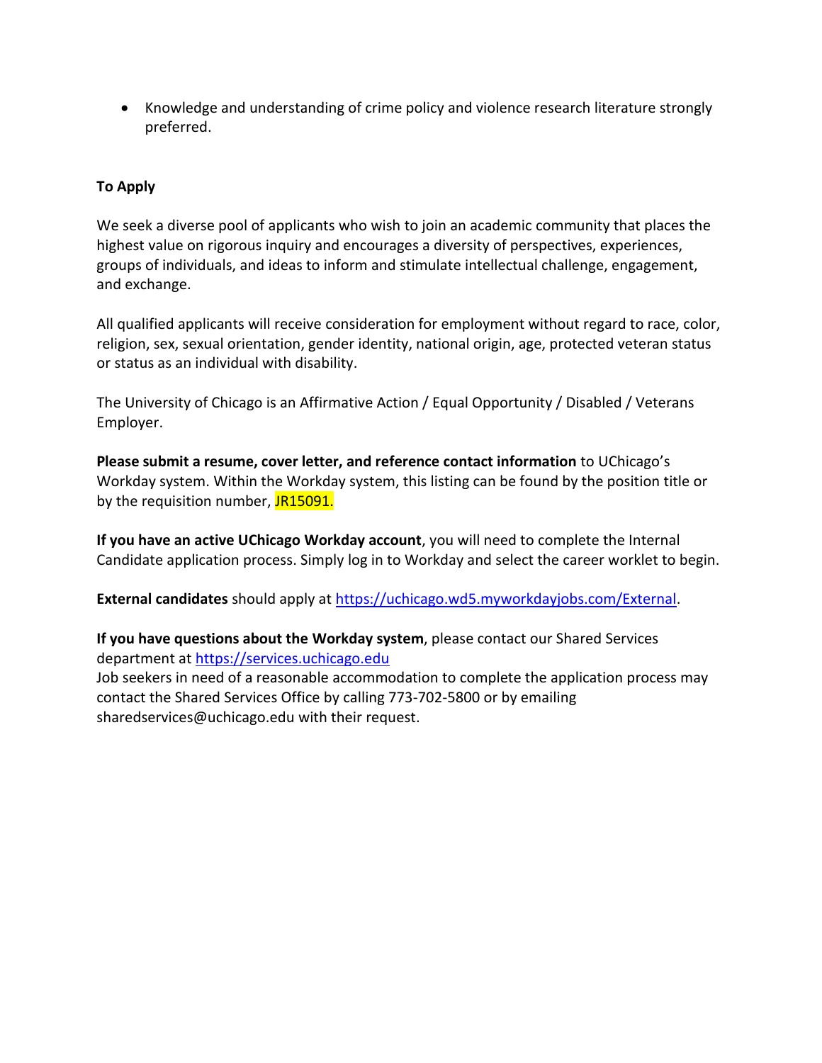- Knowledge and understanding of crime policy and violence research literature strongly preferred.

**To Apply**

We seek a diverse pool of applicants who wish to join an academic community that places the highest value on rigorous inquiry and encourages a diversity of perspectives, experiences, groups of individuals, and ideas to inform and stimulate intellectual challenge, engagement, and exchange.

All qualified applicants will receive consideration for employment without regard to race, color, religion, sex, sexual orientation, gender identity, national origin, age, protected veteran status or status as an individual with disability.

The University of Chicago is an Affirmative Action / Equal Opportunity / Disabled / Veterans Employer.

**Please submit a resume, cover letter, and reference contact information** to UChicago's Workday system. Within the Workday system, this listing can be found by the position title or by the requisition number, JR15091.

**If you have an active UChicago Workday account**, you will need to complete the Internal Candidate application process. Simply log in to Workday and select the career worklet to begin.

**External candidates** should apply at [https://uchicago.wd5.myworkdayjobs.com/External](https://uchicago.wd5.myworkdayjobs.com/External).

**If you have questions about the Workday system**, please contact our Shared Services department at [https://services.uchicago.edu](https://services.uchicago.edu)
Job seekers in need of a reasonable accommodation to complete the application process may contact the Shared Services Office by calling 773-702-5800 or by emailing sharedservices@uchicago.edu with their request.